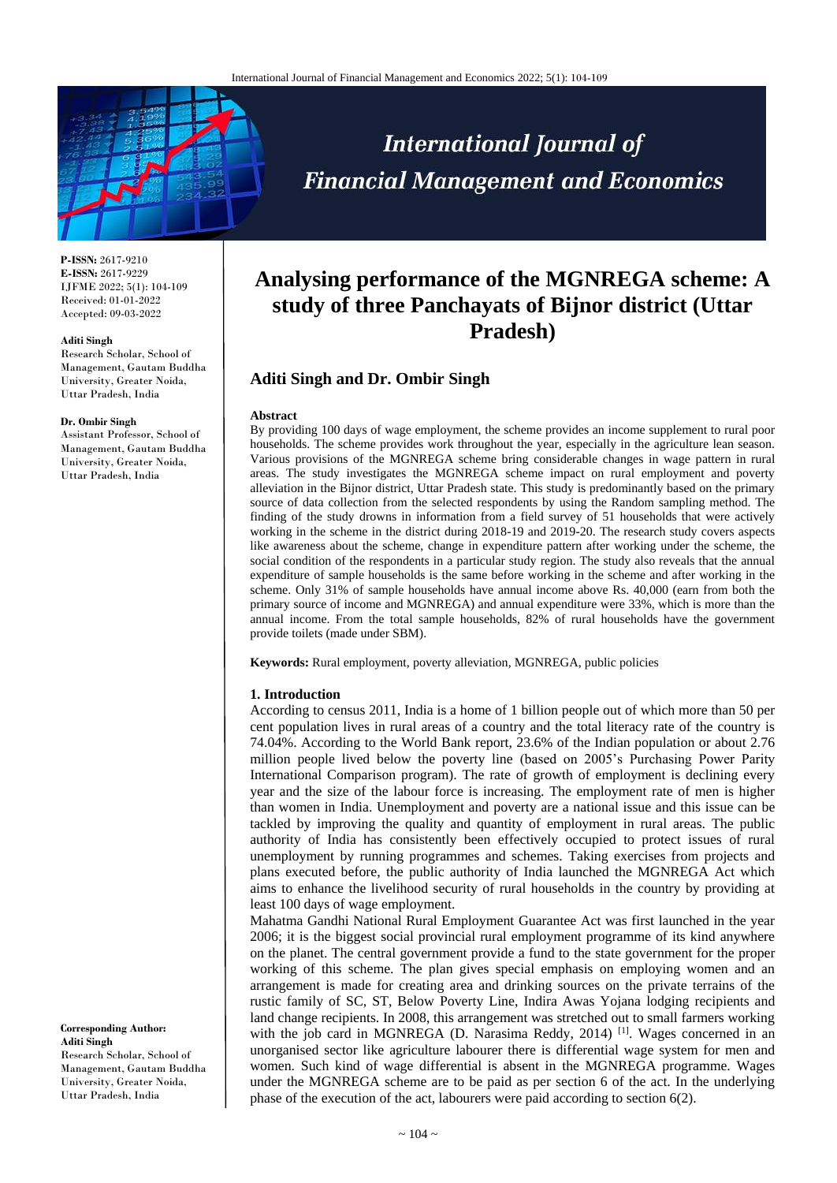**P-ISSN:** 2617-9210
**E-ISSN:** 2617-9229
IJFME 2022; 5(1): 104-109
Received: 01-01-2022
Accepted: 09-03-2022

**Aditi Singh**
Research Scholar, School of Management, Gautam Buddha University, Greater Noida, Uttar Pradesh, India

**Dr. Ombir Singh**
Assistant Professor, School of Management, Gautam Buddha University, Greater Noida, Uttar Pradesh, India

**Corresponding Author:**
**Aditi Singh**
Research Scholar, School of Management, Gautam Buddha University, Greater Noida, Uttar Pradesh, India

# Analysing performance of the MGNREGA scheme: A study of three Panchayats of Bijnor district (Uttar Pradesh)

## Aditi Singh and Dr. Ombir Singh

**Abstract**

By providing 100 days of wage employment, the scheme provides an income supplement to rural poor households. The scheme provides work throughout the year, especially in the agriculture lean season. Various provisions of the MGNREGA scheme bring considerable changes in wage pattern in rural areas. The study investigates the MGNREGA scheme impact on rural employment and poverty alleviation in the Bijnor district, Uttar Pradesh state. This study is predominantly based on the primary source of data collection from the selected respondents by using the Random sampling method. The finding of the study drowns in information from a field survey of 51 households that were actively working in the scheme in the district during 2018-19 and 2019-20. The research study covers aspects like awareness about the scheme, change in expenditure pattern after working under the scheme, the social condition of the respondents in a particular study region. The study also reveals that the annual expenditure of sample households is the same before working in the scheme and after working in the scheme. Only 31% of sample households have annual income above Rs. 40,000 (earn from both the primary source of income and MGNREGA) and annual expenditure were 33%, which is more than the annual income. From the total sample households, 82% of rural households have the government provide toilets (made under SBM).

**Keywords:** Rural employment, poverty alleviation, MGNREGA, public policies

### 1. Introduction

According to census 2011, India is a home of 1 billion people out of which more than 50 per cent population lives in rural areas of a country and the total literacy rate of the country is 74.04%. According to the World Bank report, 23.6% of the Indian population or about 2.76 million people lived below the poverty line (based on 2005's Purchasing Power Parity International Comparison program). The rate of growth of employment is declining every year and the size of the labour force is increasing. The employment rate of men is higher than women in India. Unemployment and poverty are a national issue and this issue can be tackled by improving the quality and quantity of employment in rural areas. The public authority of India has consistently been effectively occupied to protect issues of rural unemployment by running programmes and schemes. Taking exercises from projects and plans executed before, the public authority of India launched the MGNREGA Act which aims to enhance the livelihood security of rural households in the country by providing at least 100 days of wage employment.

Mahatma Gandhi National Rural Employment Guarantee Act was first launched in the year 2006; it is the biggest social provincial rural employment programme of its kind anywhere on the planet. The central government provide a fund to the state government for the proper working of this scheme. The plan gives special emphasis on employing women and an arrangement is made for creating area and drinking sources on the private terrains of the rustic family of SC, ST, Below Poverty Line, Indira Awas Yojana lodging recipients and land change recipients. In 2008, this arrangement was stretched out to small farmers working with the job card in MGNREGA (D. Narasima Reddy, 2014) [1]. Wages concerned in an unorganised sector like agriculture labourer there is differential wage system for men and women. Such kind of wage differential is absent in the MGNREGA programme. Wages under the MGNREGA scheme are to be paid as per section 6 of the act. In the underlying phase of the execution of the act, labourers were paid according to section 6(2).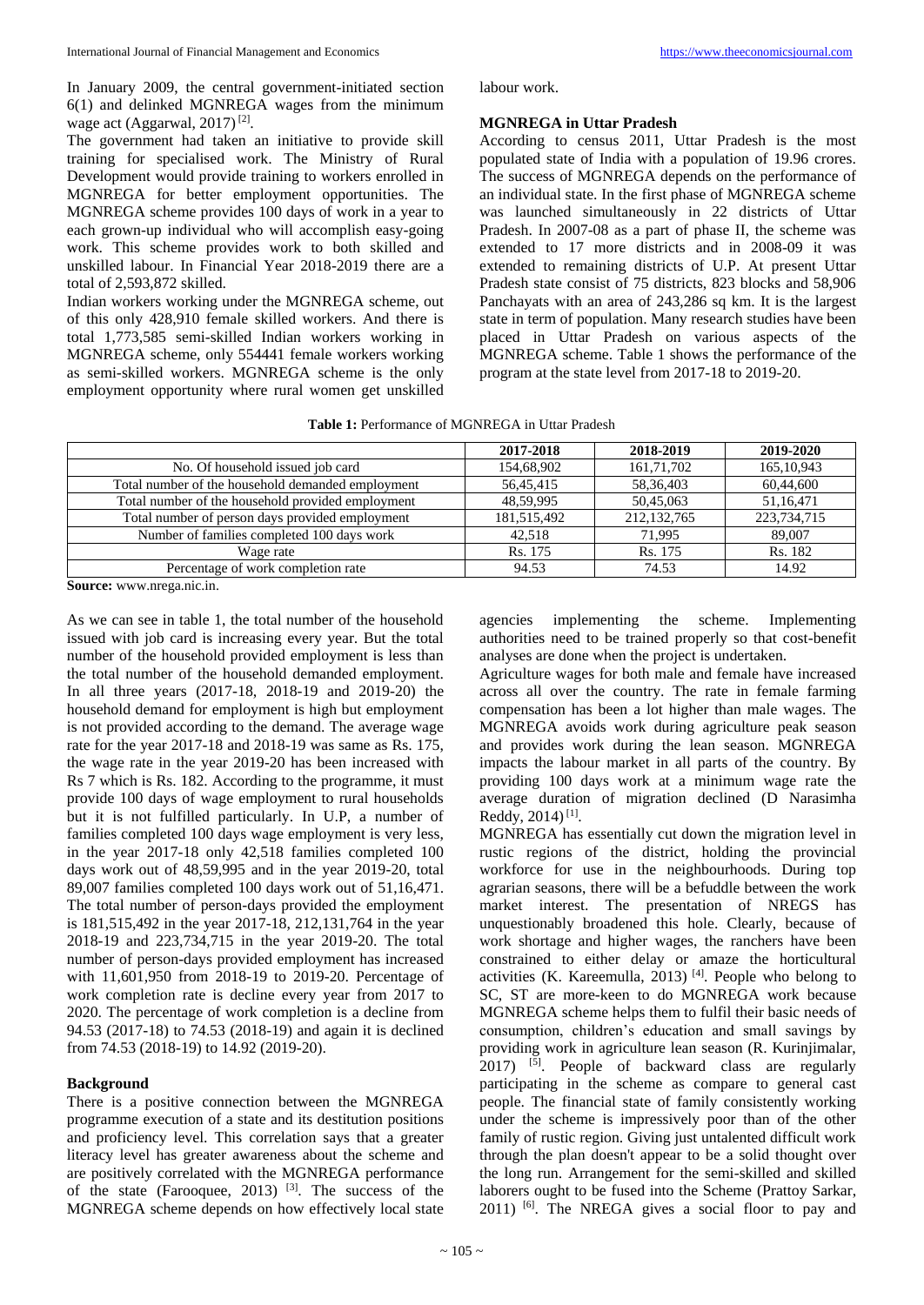In January 2009, the central government-initiated section 6(1) and delinked MGNREGA wages from the minimum wage act (Aggarwal, 2017) [2].

The government had taken an initiative to provide skill training for specialised work. The Ministry of Rural Development would provide training to workers enrolled in MGNREGA for better employment opportunities. The MGNREGA scheme provides 100 days of work in a year to each grown-up individual who will accomplish easy-going work. This scheme provides work to both skilled and unskilled labour. In Financial Year 2018-2019 there are a total of 2,593,872 skilled.

Indian workers working under the MGNREGA scheme, out of this only 428,910 female skilled workers. And there is total 1,773,585 semi-skilled Indian workers working in MGNREGA scheme, only 554441 female workers working as semi-skilled workers. MGNREGA scheme is the only employment opportunity where rural women get unskilled labour work.

## MGNREGA in Uttar Pradesh

According to census 2011, Uttar Pradesh is the most populated state of India with a population of 19.96 crores. The success of MGNREGA depends on the performance of an individual state. In the first phase of MGNREGA scheme was launched simultaneously in 22 districts of Uttar Pradesh. In 2007-08 as a part of phase II, the scheme was extended to 17 more districts and in 2008-09 it was extended to remaining districts of U.P. At present Uttar Pradesh state consist of 75 districts, 823 blocks and 58,906 Panchayats with an area of 243,286 sq km. It is the largest state in term of population. Many research studies have been placed in Uttar Pradesh on various aspects of the MGNREGA scheme. Table 1 shows the performance of the program at the state level from 2017-18 to 2019-20.

**Table 1:** Performance of MGNREGA in Uttar Pradesh

| | 2017-2018 | 2018-2019 | 2019-2020 |
|---|---|---|---|
| No. Of household issued job card | 154,68,902 | 161,71,702 | 165,10,943 |
| Total number of the household demanded employment | 56,45,415 | 58,36,403 | 60,44,600 |
| Total number of the household provided employment | 48,59,995 | 50,45,063 | 51,16,471 |
| Total number of person days provided employment | 181,515,492 | 212,132,765 | 223,734,715 |
| Number of families completed 100 days work | 42,518 | 71,995 | 89,007 |
| Wage rate | Rs. 175 | Rs. 175 | Rs. 182 |
| Percentage of work completion rate | 94.53 | 74.53 | 14.92 |

**Source:** www.nrega.nic.in.

As we can see in table 1, the total number of the household issued with job card is increasing every year. But the total number of the household provided employment is less than the total number of the household demanded employment. In all three years (2017-18, 2018-19 and 2019-20) the household demand for employment is high but employment is not provided according to the demand. The average wage rate for the year 2017-18 and 2018-19 was same as Rs. 175, the wage rate in the year 2019-20 has been increased with Rs 7 which is Rs. 182. According to the programme, it must provide 100 days of wage employment to rural households but it is not fulfilled particularly. In U.P, a number of families completed 100 days wage employment is very less, in the year 2017-18 only 42,518 families completed 100 days work out of 48,59,995 and in the year 2019-20, total 89,007 families completed 100 days work out of 51,16,471. The total number of person-days provided the employment is 181,515,492 in the year 2017-18, 212,131,764 in the year 2018-19 and 223,734,715 in the year 2019-20. The total number of person-days provided employment has increased with 11,601,950 from 2018-19 to 2019-20. Percentage of work completion rate is decline every year from 2017 to 2020. The percentage of work completion is a decline from 94.53 (2017-18) to 74.53 (2018-19) and again it is declined from 74.53 (2018-19) to 14.92 (2019-20).

## Background

There is a positive connection between the MGNREGA programme execution of a state and its destitution positions and proficiency level. This correlation says that a greater literacy level has greater awareness about the scheme and are positively correlated with the MGNREGA performance of the state (Farooquee, 2013) [3]. The success of the MGNREGA scheme depends on how effectively local state agencies implementing the scheme. Implementing authorities need to be trained properly so that cost-benefit analyses are done when the project is undertaken.

Agriculture wages for both male and female have increased across all over the country. The rate in female farming compensation has been a lot higher than male wages. The MGNREGA avoids work during agriculture peak season and provides work during the lean season. MGNREGA impacts the labour market in all parts of the country. By providing 100 days work at a minimum wage rate the average duration of migration declined (D Narasimha Reddy, 2014) [1].

MGNREGA has essentially cut down the migration level in rustic regions of the district, holding the provincial workforce for use in the neighbourhoods. During top agrarian seasons, there will be a befuddle between the work market interest. The presentation of NREGS has unquestionably broadened this hole. Clearly, because of work shortage and higher wages, the ranchers have been constrained to either delay or amaze the horticultural activities (K. Kareemulla, 2013) [4]. People who belong to SC, ST are more-keen to do MGNREGA work because MGNREGA scheme helps them to fulfil their basic needs of consumption, children's education and small savings by providing work in agriculture lean season (R. Kurinjimalar, 2017) [5]. People of backward class are regularly participating in the scheme as compare to general cast people. The financial state of family consistently working under the scheme is impressively poor than of the other family of rustic region. Giving just untalented difficult work through the plan doesn't appear to be a solid thought over the long run. Arrangement for the semi-skilled and skilled laborers ought to be fused into the Scheme (Prattoy Sarkar, 2011) [6]. The NREGA gives a social floor to pay and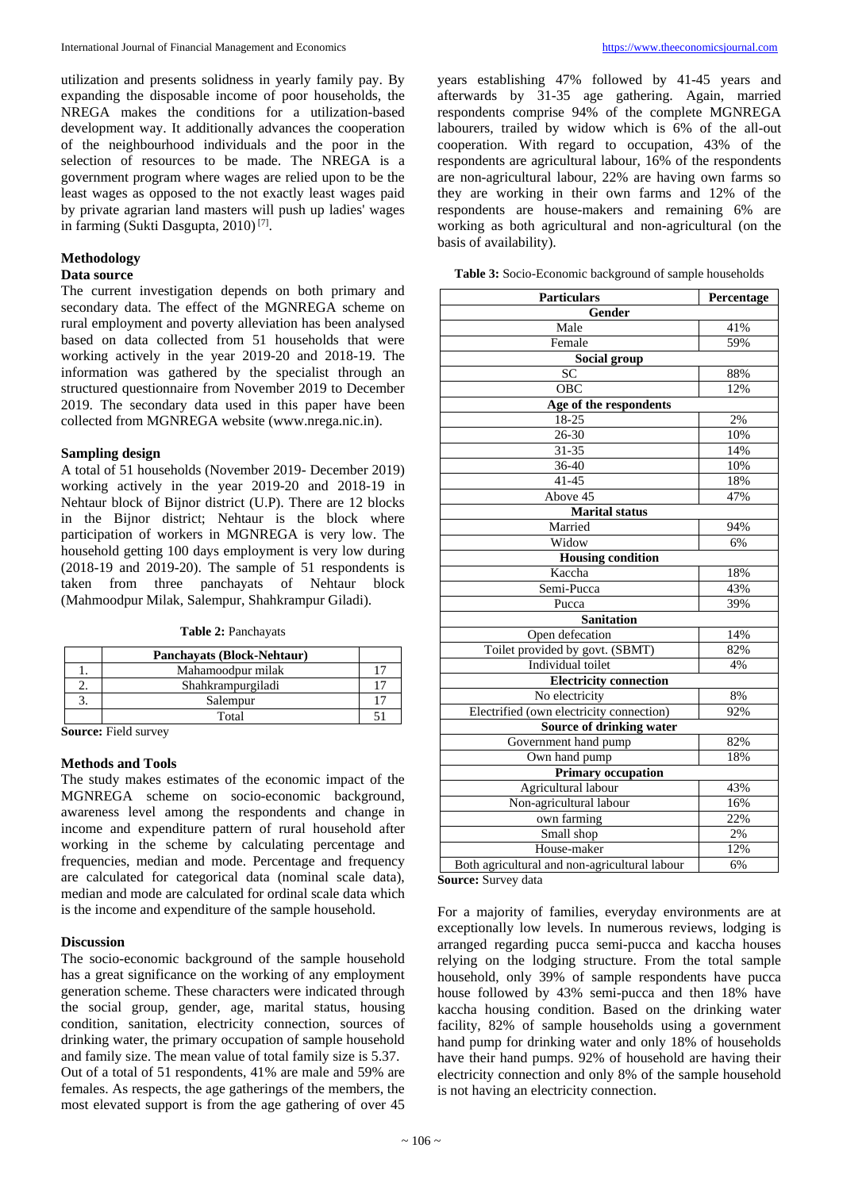utilization and presents solidness in yearly family pay. By expanding the disposable income of poor households, the NREGA makes the conditions for a utilization-based development way. It additionally advances the cooperation of the neighbourhood individuals and the poor in the selection of resources to be made. The NREGA is a government program where wages are relied upon to be the least wages as opposed to the not exactly least wages paid by private agrarian land masters will push up ladies' wages in farming (Sukti Dasgupta, 2010) [7].

## Methodology

### Data source

The current investigation depends on both primary and secondary data. The effect of the MGNREGA scheme on rural employment and poverty alleviation has been analysed based on data collected from 51 households that were working actively in the year 2019-20 and 2018-19. The information was gathered by the specialist through an structured questionnaire from November 2019 to December 2019. The secondary data used in this paper have been collected from MGNREGA website (www.nrega.nic.in).

### Sampling design

A total of 51 households (November 2019- December 2019) working actively in the year 2019-20 and 2018-19 in Nehtaur block of Bijnor district (U.P). There are 12 blocks in the Bijnor district; Nehtaur is the block where participation of workers in MGNREGA is very low. The household getting 100 days employment is very low during (2018-19 and 2019-20). The sample of 51 respondents is taken from three panchayats of Nehtaur block (Mahmoodpur Milak, Salempur, Shahkrampur Giladi).

**Table 2:** Panchayats

| | Panchayats (Block-Nehtaur) | |
|---|---|---|
| 1. | Mahamoodpur milak | 17 |
| 2. | Shahkrampurgiladi | 17 |
| 3. | Salempur | 17 |
| | Total | 51 |

**Source:** Field survey

### Methods and Tools

The study makes estimates of the economic impact of the MGNREGA scheme on socio-economic background, awareness level among the respondents and change in income and expenditure pattern of rural household after working in the scheme by calculating percentage and frequencies, median and mode. Percentage and frequency are calculated for categorical data (nominal scale data), median and mode are calculated for ordinal scale data which is the income and expenditure of the sample household.

### Discussion

The socio-economic background of the sample household has a great significance on the working of any employment generation scheme. These characters were indicated through the social group, gender, age, marital status, housing condition, sanitation, electricity connection, sources of drinking water, the primary occupation of sample household and family size. The mean value of total family size is 5.37.

Out of a total of 51 respondents, 41% are male and 59% are females. As respects, the age gatherings of the members, the most elevated support is from the age gathering of over 45 years establishing 47% followed by 41-45 years and afterwards by 31-35 age gathering. Again, married respondents comprise 94% of the complete MGNREGA labourers, trailed by widow which is 6% of the all-out cooperation. With regard to occupation, 43% of the respondents are agricultural labour, 16% of the respondents are non-agricultural labour, 22% are having own farms so they are working in their own farms and 12% of the respondents are house-makers and remaining 6% are working as both agricultural and non-agricultural (on the basis of availability).

**Table 3:** Socio-Economic background of sample households

| Particulars | Percentage |
|---|---|
| **Gender** | |
| Male | 41% |
| Female | 59% |
| **Social group** | |
| SC | 88% |
| OBC | 12% |
| **Age of the respondents** | |
| 18-25 | 2% |
| 26-30 | 10% |
| 31-35 | 14% |
| 36-40 | 10% |
| 41-45 | 18% |
| Above 45 | 47% |
| **Marital status** | |
| Married | 94% |
| Widow | 6% |
| **Housing condition** | |
| Kaccha | 18% |
| Semi-Pucca | 43% |
| Pucca | 39% |
| **Sanitation** | |
| Open defecation | 14% |
| Toilet provided by govt. (SBMT) | 82% |
| Individual toilet | 4% |
| **Electricity connection** | |
| No electricity | 8% |
| Electrified (own electricity connection) | 92% |
| **Source of drinking water** | |
| Government hand pump | 82% |
| Own hand pump | 18% |
| **Primary occupation** | |
| Agricultural labour | 43% |
| Non-agricultural labour | 16% |
| own farming | 22% |
| Small shop | 2% |
| House-maker | 12% |
| Both agricultural and non-agricultural labour | 6% |

**Source:** Survey data

For a majority of families, everyday environments are at exceptionally low levels. In numerous reviews, lodging is arranged regarding pucca semi-pucca and kaccha houses relying on the lodging structure. From the total sample household, only 39% of sample respondents have pucca house followed by 43% semi-pucca and then 18% have kaccha housing condition. Based on the drinking water facility, 82% of sample households using a government hand pump for drinking water and only 18% of households have their hand pumps. 92% of household are having their electricity connection and only 8% of the sample household is not having an electricity connection.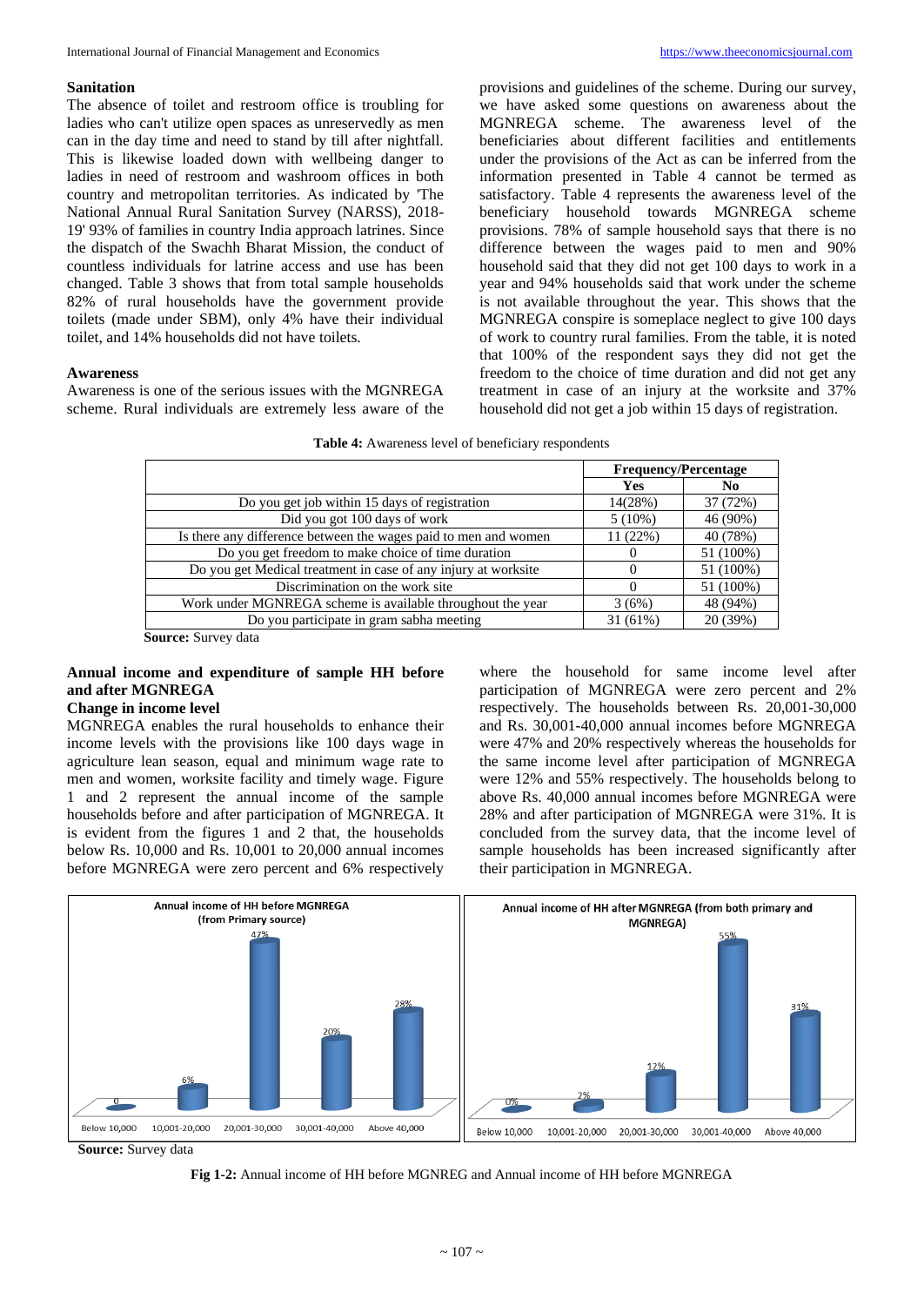## Sanitation

The absence of toilet and restroom office is troubling for ladies who can't utilize open spaces as unreservedly as men can in the day time and need to stand by till after nightfall. This is likewise loaded down with wellbeing danger to ladies in need of restroom and washroom offices in both country and metropolitan territories. As indicated by 'The National Annual Rural Sanitation Survey (NARSS), 2018-19' 93% of families in country India approach latrines. Since the dispatch of the Swachh Bharat Mission, the conduct of countless individuals for latrine access and use has been changed. Table 3 shows that from total sample households 82% of rural households have the government provide toilets (made under SBM), only 4% have their individual toilet, and 14% households did not have toilets.

## Awareness

Awareness is one of the serious issues with the MGNREGA scheme. Rural individuals are extremely less aware of the provisions and guidelines of the scheme. During our survey, we have asked some questions on awareness about the MGNREGA scheme. The awareness level of the beneficiaries about different facilities and entitlements under the provisions of the Act as can be inferred from the information presented in Table 4 cannot be termed as satisfactory. Table 4 represents the awareness level of the beneficiary household towards MGNREGA scheme provisions. 78% of sample household says that there is no difference between the wages paid to men and 90% household said that they did not get 100 days to work in a year and 94% households said that work under the scheme is not available throughout the year. This shows that the MGNREGA conspire is someplace neglect to give 100 days of work to country rural families. From the table, it is noted that 100% of the respondent says they did not get the freedom to the choice of time duration and did not get any treatment in case of an injury at the worksite and 37% household did not get a job within 15 days of registration.

**Table 4:** Awareness level of beneficiary respondents

| | Frequency/Percentage | |
|---|---|---|
| | Yes | No |
| Do you get job within 15 days of registration | 14(28%) | 37 (72%) |
| Did you got 100 days of work | 5 (10%) | 46 (90%) |
| Is there any difference between the wages paid to men and women | 11 (22%) | 40 (78%) |
| Do you get freedom to make choice of time duration | 0 | 51 (100%) |
| Do you get Medical treatment in case of any injury at worksite | 0 | 51 (100%) |
| Discrimination on the work site | 0 | 51 (100%) |
| Work under MGNREGA scheme is available throughout the year | 3 (6%) | 48 (94%) |
| Do you participate in gram sabha meeting | 31 (61%) | 20 (39%) |

**Source:** Survey data

## Annual income and expenditure of sample HH before and after MGNREGA

### Change in income level

MGNREGA enables the rural households to enhance their income levels with the provisions like 100 days wage in agriculture lean season, equal and minimum wage rate to men and women, worksite facility and timely wage. Figure 1 and 2 represent the annual income of the sample households before and after participation of MGNREGA. It is evident from the figures 1 and 2 that, the households below Rs. 10,000 and Rs. 10,001 to 20,000 annual incomes before MGNREGA were zero percent and 6% respectively where the household for same income level after participation of MGNREGA were zero percent and 2% respectively. The households between Rs. 20,001-30,000 and Rs. 30,001-40,000 annual incomes before MGNREGA were 47% and 20% respectively whereas the households for the same income level after participation of MGNREGA were 12% and 55% respectively. The households belong to above Rs. 40,000 annual incomes before MGNREGA were 28% and after participation of MGNREGA were 31%. It is concluded from the survey data, that the income level of sample households has been increased significantly after their participation in MGNREGA.

Annual income of HH before MGNREGA (from Primary source)

| Below 10,000 | 10,001-20,000 | 20,001-30,000 | 30,001-40,000 | Above 40,000 |
|---|---|---|---|---|
| 0 | 6% | 47% | 20% | 28% |

Annual income of HH after MGNREGA (from both primary and MGNREGA)

| Below 10,000 | 10,001-20,000 | 20,001-30,000 | 30,001-40,000 | Above 40,000 |
|---|---|---|---|---|
| 0% | 2% | 12% | 55% | 31% |

**Source:** Survey data

**Fig 1-2:** Annual income of HH before MGNREG and Annual income of HH before MGNREGA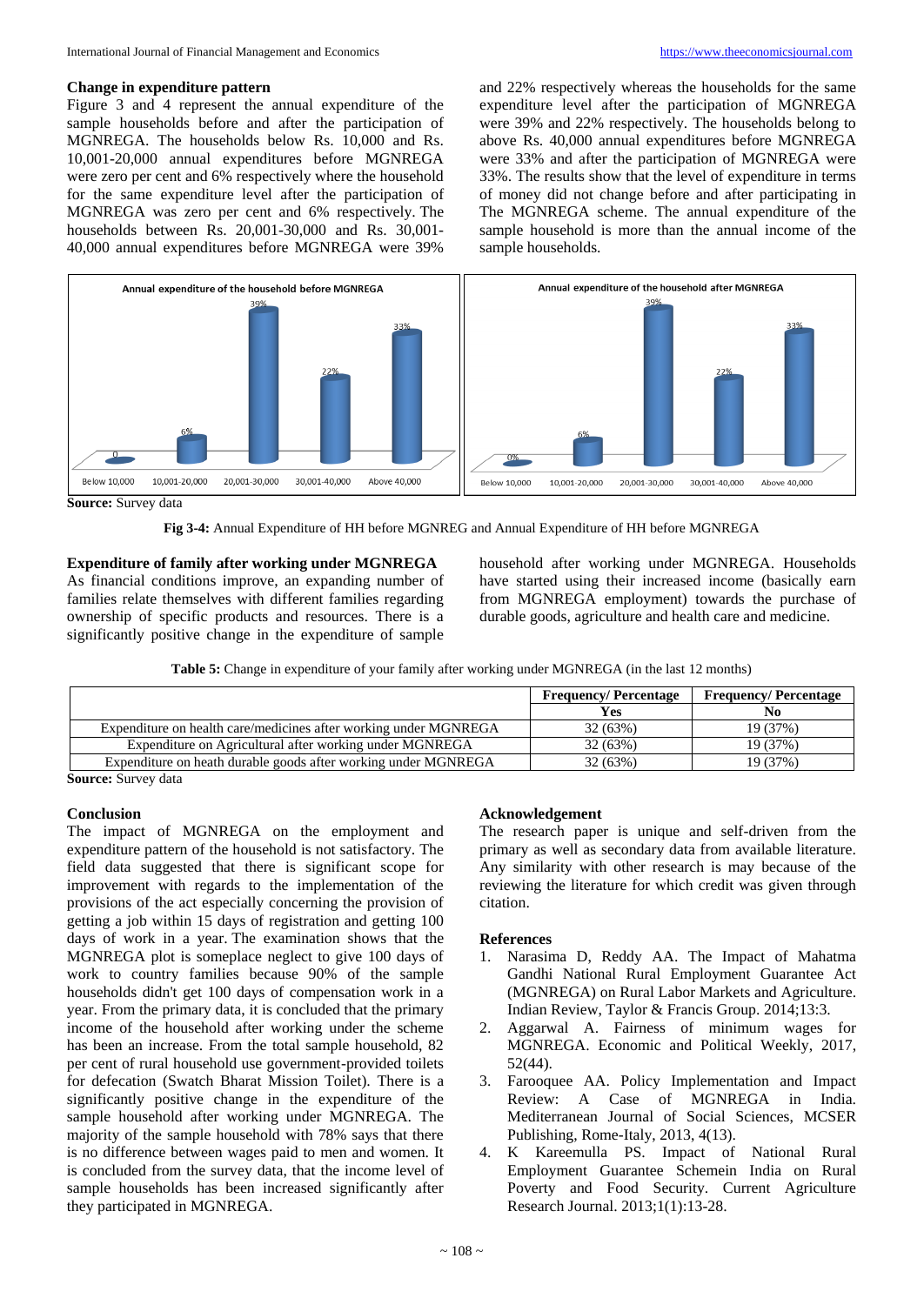### Change in expenditure pattern

Figure 3 and 4 represent the annual expenditure of the sample households before and after the participation of MGNREGA. The households below Rs. 10,000 and Rs. 10,001-20,000 annual expenditures before MGNREGA were zero per cent and 6% respectively where the household for the same expenditure level after the participation of MGNREGA was zero per cent and 6% respectively. The households between Rs. 20,001-30,000 and Rs. 30,001-40,000 annual expenditures before MGNREGA were 39% and 22% respectively whereas the households for the same expenditure level after the participation of MGNREGA were 39% and 22% respectively. The households belong to above Rs. 40,000 annual expenditures before MGNREGA were 33% and after the participation of MGNREGA were 33%. The results show that the level of expenditure in terms of money did not change before and after participating in The MGNREGA scheme. The annual expenditure of the sample household is more than the annual income of the sample households.

**Annual expenditure of the household before MGNREGA**

| Below 10,000 | 10,001-20,000 | 20,001-30,000 | 30,001-40,000 | Above 40,000 |
|---|---|---|---|---|
| 0 | 6% | 39% | 22% | 33% |

**Annual expenditure of the household after MGNREGA**

| Below 10,000 | 10,001-20,000 | 20,001-30,000 | 30,001-40,000 | Above 40,000 |
|---|---|---|---|---|
| 0% | 6% | 39% | 22% | 33% |

**Source:** Survey data

**Fig 3-4:** Annual Expenditure of HH before MGNREG and Annual Expenditure of HH before MGNREGA

### Expenditure of family after working under MGNREGA

As financial conditions improve, an expanding number of families relate themselves with different families regarding ownership of specific products and resources. There is a significantly positive change in the expenditure of sample household after working under MGNREGA. Households have started using their increased income (basically earn from MGNREGA employment) towards the purchase of durable goods, agriculture and health care and medicine.

**Table 5:** Change in expenditure of your family after working under MGNREGA (in the last 12 months)

| | Frequency/ Percentage | Frequency/ Percentage |
|---|---|---|
| | **Yes** | **No** |
| Expenditure on health care/medicines after working under MGNREGA | 32 (63%) | 19 (37%) |
| Expenditure on Agricultural after working under MGNREGA | 32 (63%) | 19 (37%) |
| Expenditure on heath durable goods after working under MGNREGA | 32 (63%) | 19 (37%) |

**Source:** Survey data

### Conclusion

The impact of MGNREGA on the employment and expenditure pattern of the household is not satisfactory. The field data suggested that there is significant scope for improvement with regards to the implementation of the provisions of the act especially concerning the provision of getting a job within 15 days of registration and getting 100 days of work in a year. The examination shows that the MGNREGA plot is someplace neglect to give 100 days of work to country families because 90% of the sample households didn't get 100 days of compensation work in a year. From the primary data, it is concluded that the primary income of the household after working under the scheme has been an increase. From the total sample household, 82 per cent of rural household use government-provided toilets for defecation (Swatch Bharat Mission Toilet). There is a significantly positive change in the expenditure of the sample household after working under MGNREGA. The majority of the sample household with 78% says that there is no difference between wages paid to men and women. It is concluded from the survey data, that the income level of sample households has been increased significantly after they participated in MGNREGA.

### Acknowledgement

The research paper is unique and self-driven from the primary as well as secondary data from available literature. Any similarity with other research is may because of the reviewing the literature for which credit was given through citation.

### References

1. Narasima D, Reddy AA. The Impact of Mahatma Gandhi National Rural Employment Guarantee Act (MGNREGA) on Rural Labor Markets and Agriculture. Indian Review, Taylor & Francis Group. 2014;13:3.
2. Aggarwal A. Fairness of minimum wages for MGNREGA. Economic and Political Weekly, 2017, 52(44).
3. Farooquee AA. Policy Implementation and Impact Review: A Case of MGNREGA in India. Mediterranean Journal of Social Sciences, MCSER Publishing, Rome-Italy, 2013, 4(13).
4. K Kareemulla PS. Impact of National Rural Employment Guarantee Schemein India on Rural Poverty and Food Security. Current Agriculture Research Journal. 2013;1(1):13-28.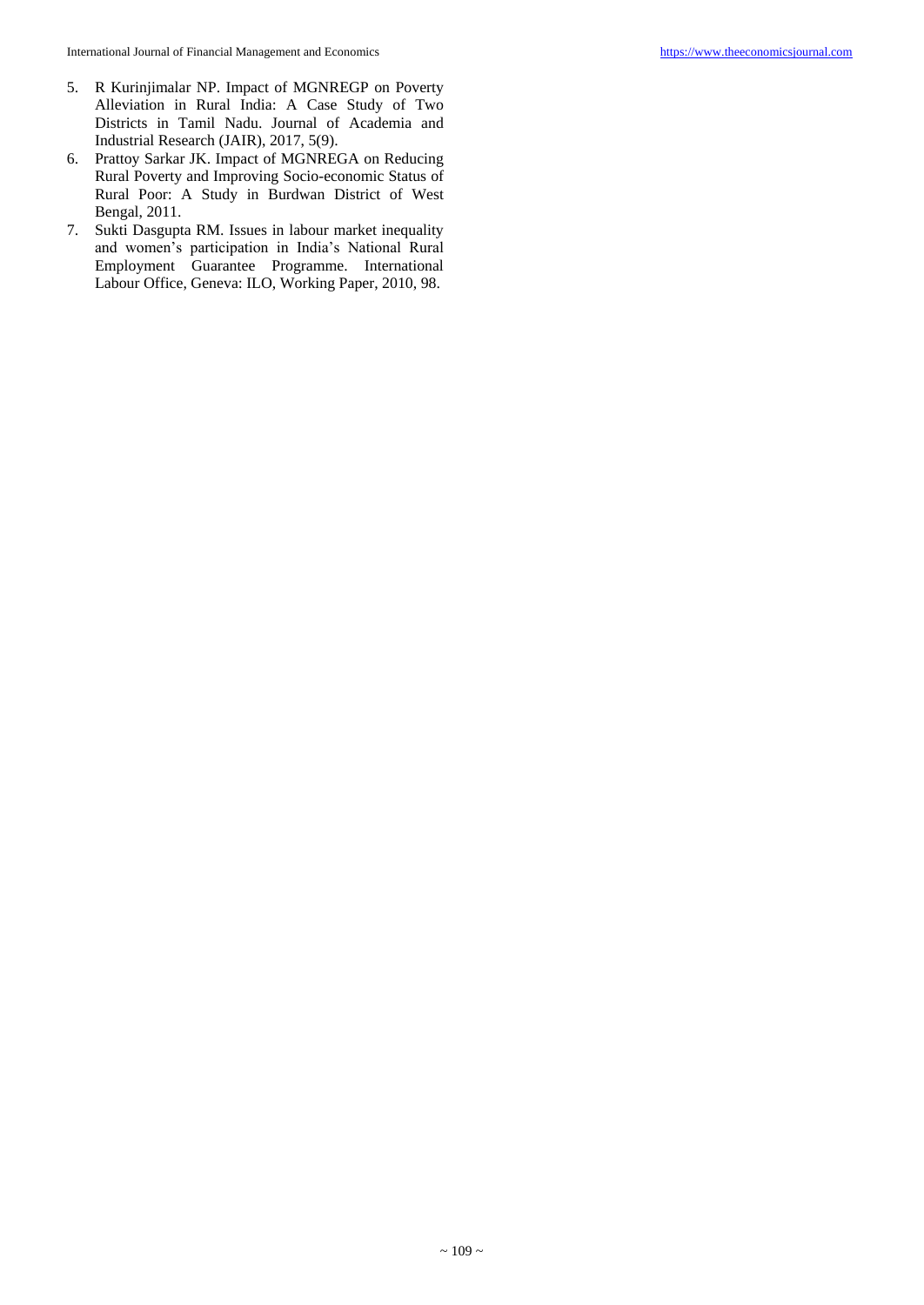5. R Kurinjimalar NP. Impact of MGNREGP on Poverty Alleviation in Rural India: A Case Study of Two Districts in Tamil Nadu. Journal of Academia and Industrial Research (JAIR), 2017, 5(9).
6. Prattoy Sarkar JK. Impact of MGNREGA on Reducing Rural Poverty and Improving Socio-economic Status of Rural Poor: A Study in Burdwan District of West Bengal, 2011.
7. Sukti Dasgupta RM. Issues in labour market inequality and women's participation in India's National Rural Employment Guarantee Programme. International Labour Office, Geneva: ILO, Working Paper, 2010, 98.